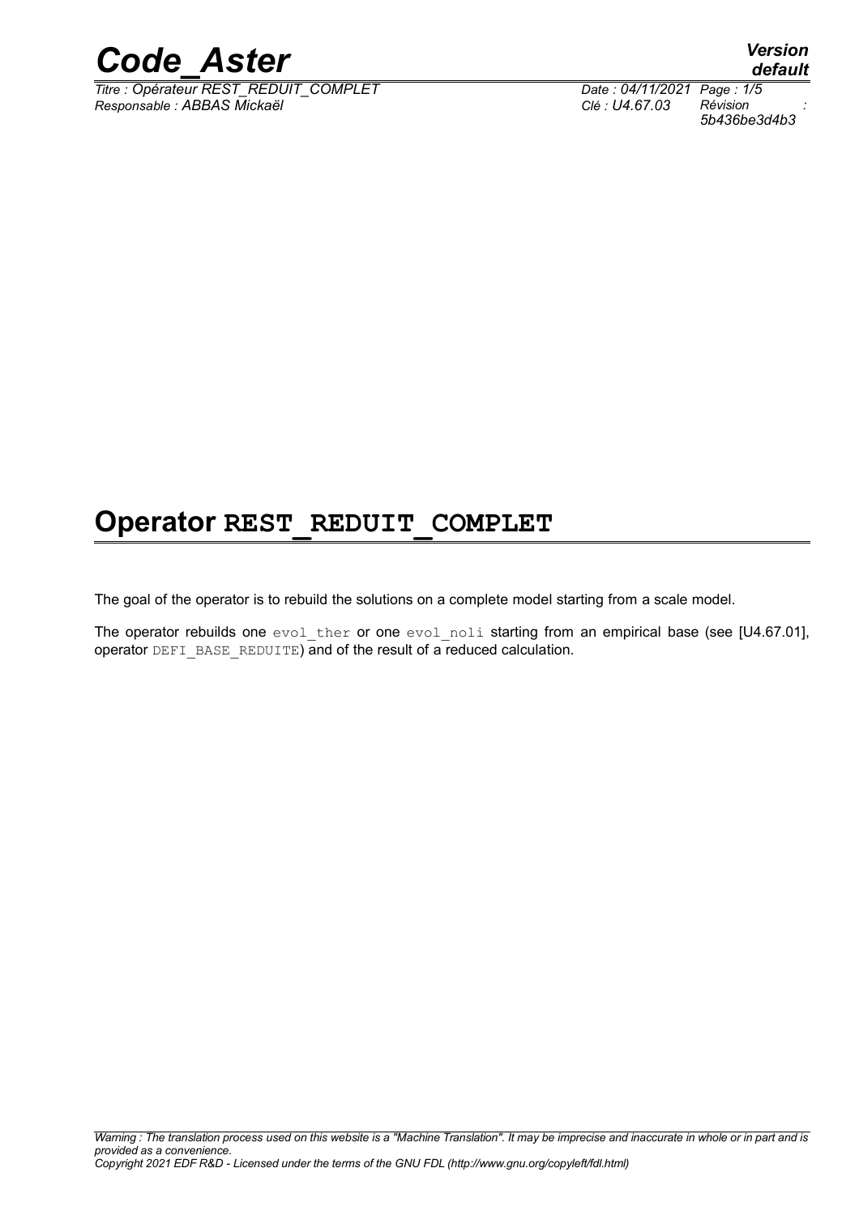# Operator **REST_REDUIT_COMPLET**

The goal of the operator is to rebuild the solutions on a complete model starting from a scale model.

The operator rebuilds one `evol_ther` or one `evol_noli` starting from an empirical base (see [U4.67.01], operator `DEFI_BASE_REDUITE`) and of the result of a reduced calculation.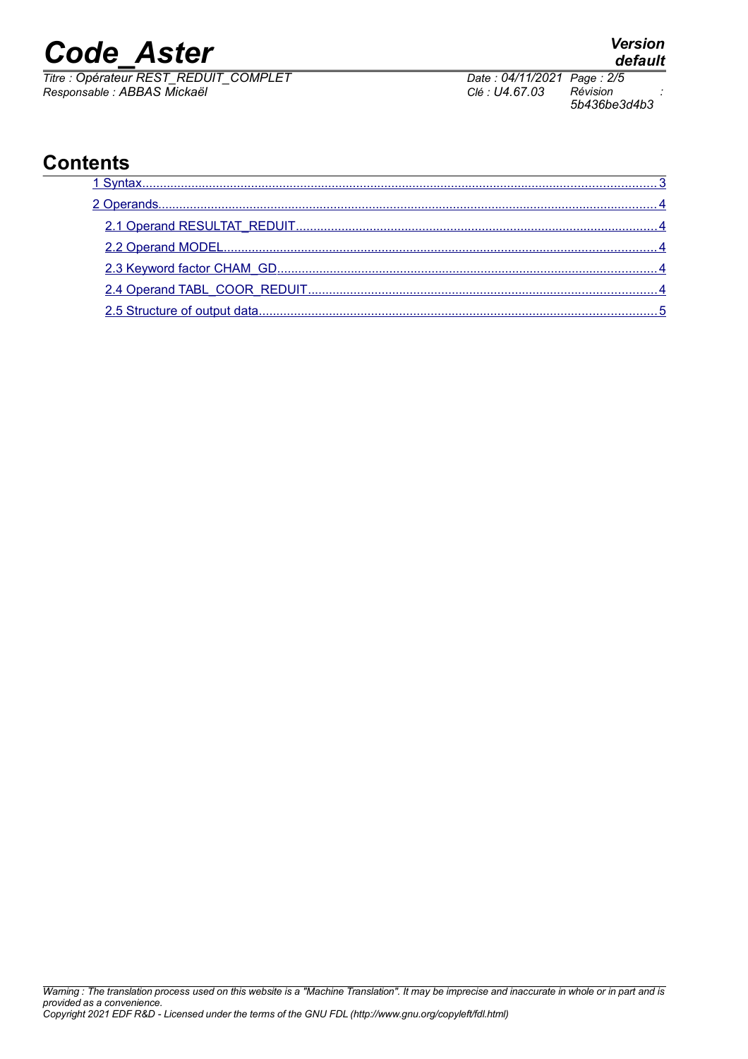## Contents

1 Syntax........................................................................................................................................3

2 Operands....................................................................................................................................4

2.1 Operand RESULTAT_REDUIT.............................................................................................4

2.2 Operand MODEL..................................................................................................................4

2.3 Keyword factor CHAM_GD..................................................................................................4

2.4 Operand TABL_COOR_REDUIT.........................................................................................4

2.5 Structure of output data........................................................................................................5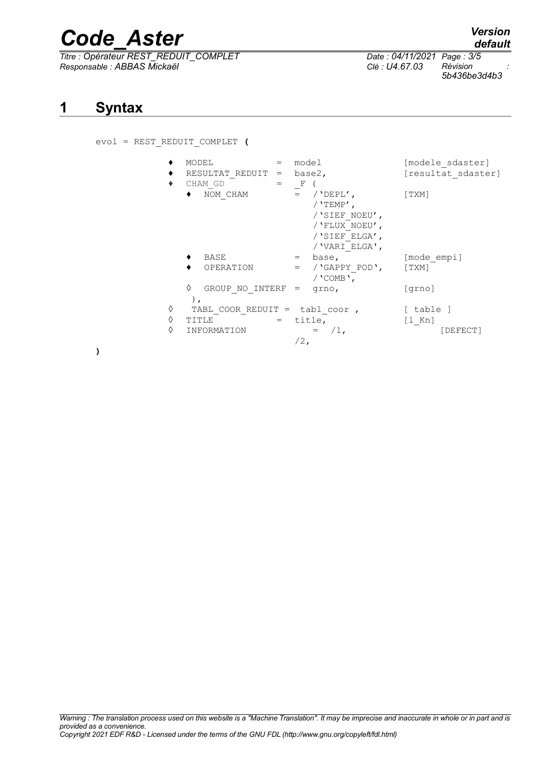# 1 Syntax

```
evol = REST_REDUIT_COMPLET (

        ♦  MODEL           =  model                  [modele_sdaster]
        ♦  RESULTAT_REDUIT =  base2,                 [resultat_sdaster]
        ♦  CHAM_GD         =  _F (
           ♦  NOM_CHAM        =  /'DEPL',            [TXM]
                                 /'TEMP',
                                 /'SIEF_NOEU',
                                 /'FLUX_NOEU',
                                 /'SIEF_ELGA',
                                 /'VARI_ELGA',
           ♦  BASE            =  base,               [mode_empi]
           ♦  OPERATION       =  /'GAPPY_POD',       [TXM]
                                 /'COMB',
           ◊  GROUP_NO_INTERF =  grno,               [grno]
           ),
        ◊  TABL_COOR_REDUIT =  tabl_coor ,           [ table ]
        ◊  TITLE           =  title,                 [l_Kn]
        ◊  INFORMATION          =  /1,                    [DEFECT]
                               /2,
)
```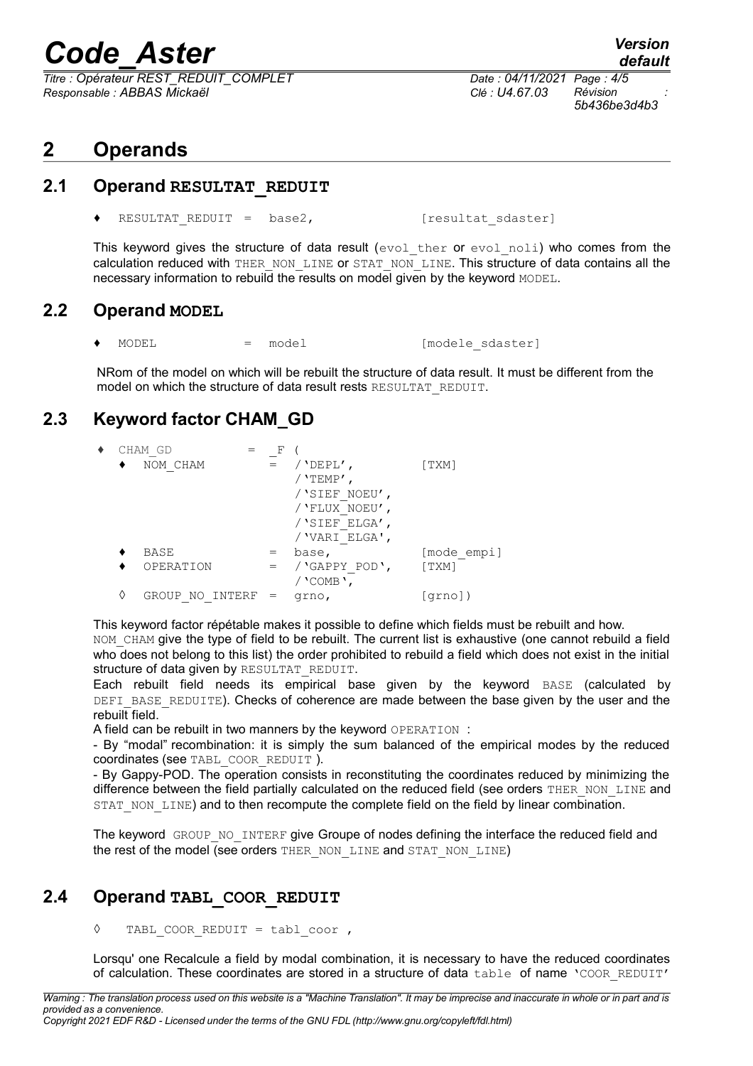# 2 Operands

## 2.1 Operand RESULTAT_REDUIT

```
♦  RESULTAT_REDUIT  =  base2,              [resultat_sdaster]
```

This keyword gives the structure of data result (evol_ther or evol_noli) who comes from the calculation reduced with THER_NON_LINE or STAT_NON_LINE. This structure of data contains all the necessary information to rebuild the results on model given by the keyword MODEL.

## 2.2 Operand MODEL

```
♦  MODEL           =  model               [modele_sdaster]
```

NRom of the model on which will be rebuilt the structure of data result. It must be different from the model on which the structure of data result rests RESULTAT_REDUIT.

## 2.3 Keyword factor CHAM_GD

```
♦  CHAM_GD          =  _F (
   ♦  NOM_CHAM        =  /'DEPL',           [TXM]
                         /'TEMP',
                         /'SIEF_NOEU',
                         /'FLUX_NOEU',
                         /'SIEF_ELGA',
                         /'VARI_ELGA',
   ♦  BASE            =  base,              [mode_empi]
   ♦  OPERATION       =  /'GAPPY_POD',      [TXM]
                         /'COMB',
   ◊  GROUP_NO_INTERF =  grno,              [grno])
```

This keyword factor répétable makes it possible to define which fields must be rebuilt and how.
NOM_CHAM give the type of field to be rebuilt. The current list is exhaustive (one cannot rebuild a field who does not belong to this list) the order prohibited to rebuild a field which does not exist in the initial structure of data given by RESULTAT_REDUIT.
Each rebuilt field needs its empirical base given by the keyword BASE (calculated by DEFI_BASE_REDUITE). Checks of coherence are made between the base given by the user and the rebuilt field.
A field can be rebuilt in two manners by the keyword OPERATION :
- By "modal" recombination: it is simply the sum balanced of the empirical modes by the reduced coordinates (see TABL_COOR_REDUIT ).
- By Gappy-POD. The operation consists in reconstituting the coordinates reduced by minimizing the difference between the field partially calculated on the reduced field (see orders THER_NON_LINE and STAT_NON_LINE) and to then recompute the complete field on the field by linear combination.

The keyword GROUP_NO_INTERF give Groupe of nodes defining the interface the reduced field and the rest of the model (see orders THER_NON_LINE and STAT_NON_LINE)

## 2.4 Operand TABL_COOR_REDUIT

```
◊  TABL_COOR_REDUIT = tabl_coor ,
```

Lorsqu' one Recalcule a field by modal combination, it is necessary to have the reduced coordinates of calculation. These coordinates are stored in a structure of data table of name 'COOR_REDUIT'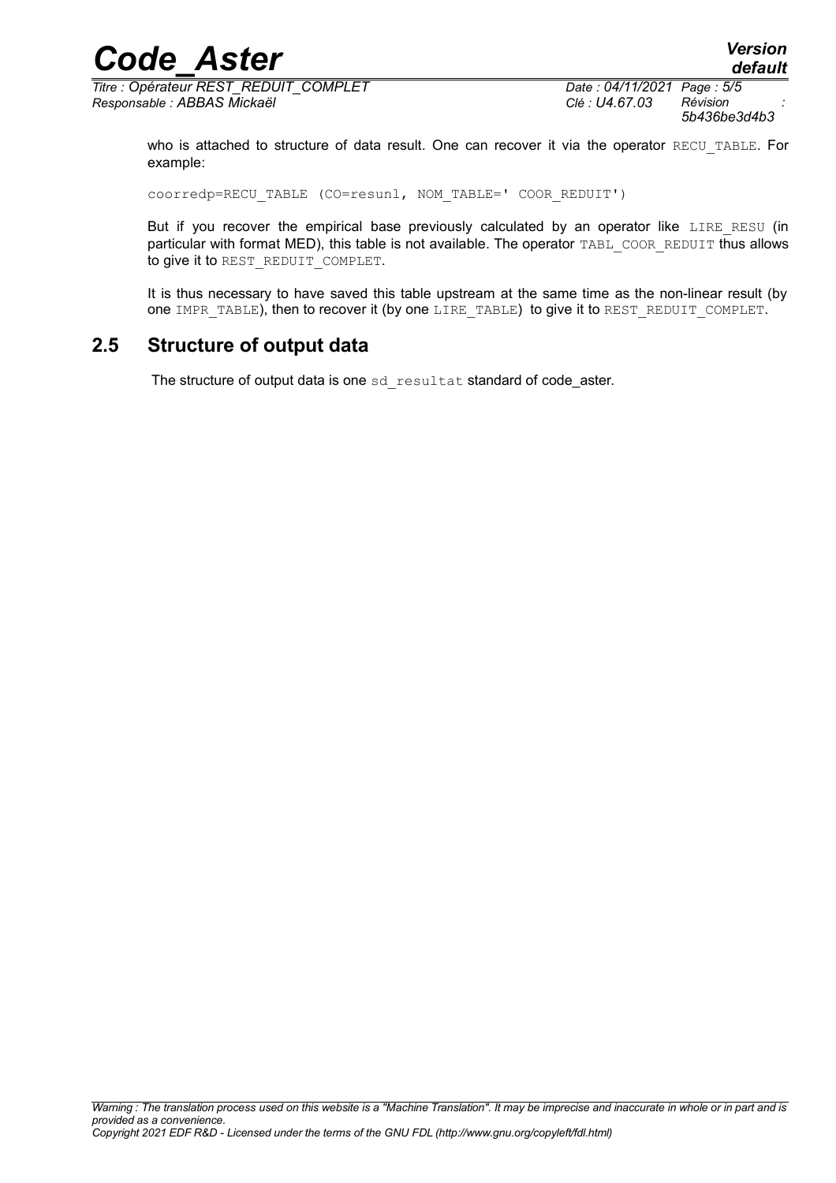who is attached to structure of data result. One can recover it via the operator RECU_TABLE. For example:

```
coorredp=RECU_TABLE (CO=resunl, NOM_TABLE=' COOR_REDUIT')
```

But if you recover the empirical base previously calculated by an operator like LIRE_RESU (in particular with format MED), this table is not available. The operator TABL_COOR_REDUIT thus allows to give it to REST_REDUIT_COMPLET.

It is thus necessary to have saved this table upstream at the same time as the non-linear result (by one IMPR_TABLE), then to recover it (by one LIRE_TABLE) to give it to REST_REDUIT_COMPLET.

## 2.5 Structure of output data

The structure of output data is one sd_resultat standard of code_aster.